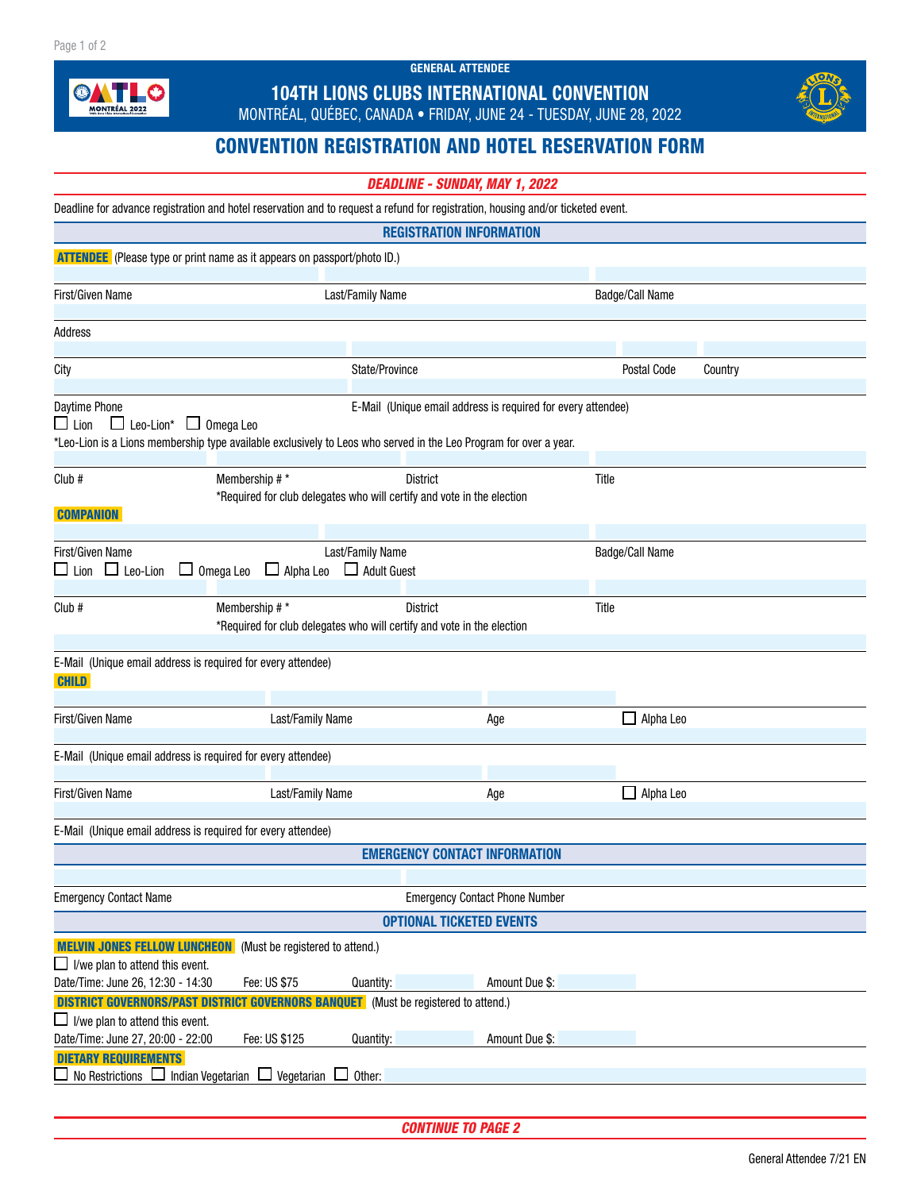GENERAL ATTENDEE

# 104TH LIONS CLUBS INTERNATIONAL CONVENTION

MONTRÉAL, QUÉBEC, CANADA • FRIDAY, JUNE 24 - TUESDAY, JUNE 28, 2022

## CONVENTION REGISTRATION AND HOTEL RESERVATION FORM

***DEADLINE - SUNDAY, MAY 1, 2022***

Deadline for advance registration and hotel reservation and to request a refund for registration, housing and/or ticketed event.

### REGISTRATION INFORMATION

**ATTENDEE** (Please type or print name as it appears on passport/photo ID.)

First/Given Name | Last/Family Name | Badge/Call Name

Address

City | State/Province | Postal Code | Country

Daytime Phone | E-Mail (Unique email address is required for every attendee)

☐ Lion ☐ Leo-Lion* ☐ Omega Leo

*Leo-Lion is a Lions membership type available exclusively to Leos who served in the Leo Program for over a year.

Club # | Membership # * | District | Title

*Required for club delegates who will certify and vote in the election

**COMPANION**

First/Given Name | Last/Family Name | Badge/Call Name

☐ Lion ☐ Leo-Lion ☐ Omega Leo ☐ Alpha Leo ☐ Adult Guest

Club # | Membership # * | District | Title

*Required for club delegates who will certify and vote in the election

E-Mail (Unique email address is required for every attendee)

**CHILD**

First/Given Name | Last/Family Name | Age | ☐ Alpha Leo

E-Mail (Unique email address is required for every attendee)

First/Given Name | Last/Family Name | Age | ☐ Alpha Leo

E-Mail (Unique email address is required for every attendee)

### EMERGENCY CONTACT INFORMATION

Emergency Contact Name | Emergency Contact Phone Number

### OPTIONAL TICKETED EVENTS

**MELVIN JONES FELLOW LUNCHEON** (Must be registered to attend.)

☐ I/we plan to attend this event.

Date/Time: June 26, 12:30 - 14:30 | Fee: US $75 | Quantity: | Amount Due $:

**DISTRICT GOVERNORS/PAST DISTRICT GOVERNORS BANQUET** (Must be registered to attend.)

☐ I/we plan to attend this event.

Date/Time: June 27, 20:00 - 22:00 | Fee: US $125 | Quantity: | Amount Due $:

**DIETARY REQUIREMENTS**

☐ No Restrictions ☐ Indian Vegetarian ☐ Vegetarian ☐ Other:

***CONTINUE TO PAGE 2***

General Attendee 7/21 EN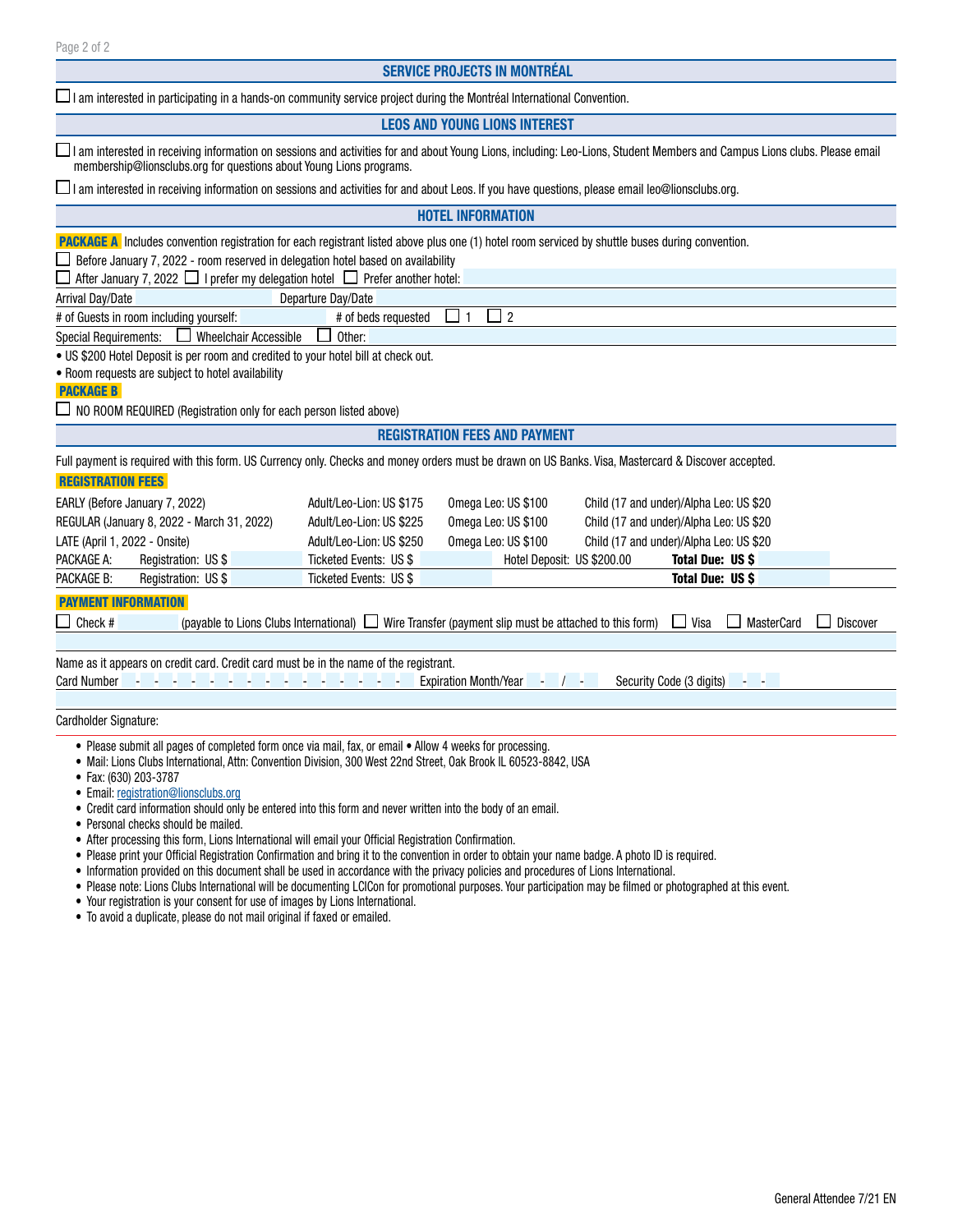## SERVICE PROJECTS IN MONTRÉAL

☐ I am interested in participating in a hands-on community service project during the Montréal International Convention.

## LEOS AND YOUNG LIONS INTEREST

☐ I am interested in receiving information on sessions and activities for and about Young Lions, including: Leo-Lions, Student Members and Campus Lions clubs. Please email membership@lionsclubs.org for questions about Young Lions programs.

☐ I am interested in receiving information on sessions and activities for and about Leos. If you have questions, please email leo@lionsclubs.org.

## HOTEL INFORMATION

**PACKAGE A** Includes convention registration for each registrant listed above plus one (1) hotel room serviced by shuttle buses during convention.

☐ Before January 7, 2022 - room reserved in delegation hotel based on availability

☐ After January 7, 2022 ☐ I prefer my delegation hotel ☐ Prefer another hotel:

Arrival Day/Date Departure Day/Date

# of Guests in room including yourself: # of beds requested ☐ 1 ☐ 2

Special Requirements: ☐ Wheelchair Accessible ☐ Other:

- US $200 Hotel Deposit is per room and credited to your hotel bill at check out.
- Room requests are subject to hotel availability

**PACKAGE B**

☐ NO ROOM REQUIRED (Registration only for each person listed above)

## REGISTRATION FEES AND PAYMENT

Full payment is required with this form. US Currency only. Checks and money orders must be drawn on US Banks. Visa, Mastercard & Discover accepted.

**REGISTRATION FEES**

| | | | |
|---|---|---|---|
| EARLY (Before January 7, 2022) | Adult/Leo-Lion: US $175 | Omega Leo: US $100 | Child (17 and under)/Alpha Leo: US $20 |
| REGULAR (January 8, 2022 - March 31, 2022) | Adult/Leo-Lion: US $225 | Omega Leo: US $100 | Child (17 and under)/Alpha Leo: US $20 |
| LATE (April 1, 2022 - Onsite) | Adult/Leo-Lion: US $250 | Omega Leo: US $100 | Child (17 and under)/Alpha Leo: US $20 |

PACKAGE A: Registration: US $ Ticketed Events: US $ Hotel Deposit: US $200.00 **Total Due: US $**

PACKAGE B: Registration: US $ Ticketed Events: US $ **Total Due: US $**

**PAYMENT INFORMATION**

☐ Check # (payable to Lions Clubs International) ☐ Wire Transfer (payment slip must be attached to this form) ☐ Visa ☐ MasterCard ☐ Discover

Name as it appears on credit card. Credit card must be in the name of the registrant.

Card Number - - - - - - - - - - - - - - - Expiration Month/Year - / - Security Code (3 digits) - -

Cardholder Signature:

- Please submit all pages of completed form once via mail, fax, or email • Allow 4 weeks for processing.
- Mail: Lions Clubs International, Attn: Convention Division, 300 West 22nd Street, Oak Brook IL 60523-8842, USA
- Fax: (630) 203-3787
- Email: registration@lionsclubs.org
- Credit card information should only be entered into this form and never written into the body of an email.
- Personal checks should be mailed.
- After processing this form, Lions International will email your Official Registration Confirmation.
- Please print your Official Registration Confirmation and bring it to the convention in order to obtain your name badge. A photo ID is required.
- Information provided on this document shall be used in accordance with the privacy policies and procedures of Lions International.
- Please note: Lions Clubs International will be documenting LCICon for promotional purposes. Your participation may be filmed or photographed at this event.
- Your registration is your consent for use of images by Lions International.
- To avoid a duplicate, please do not mail original if faxed or emailed.

General Attendee 7/21 EN